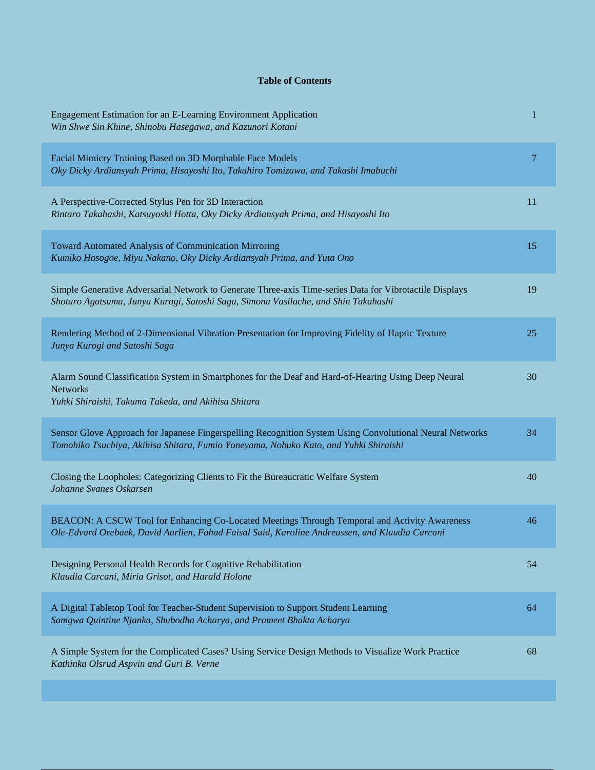## Table of Contents

| | |
|---|---|
| Engagement Estimation for an E-Learning Environment Application<br>*Win Shwe Sin Khine, Shinobu Hasegawa, and Kazunori Kotani* | 1 |
| Facial Mimicry Training Based on 3D Morphable Face Models<br>*Oky Dicky Ardiansyah Prima, Hisayoshi Ito, Takahiro Tomizawa, and Takashi Imabuchi* | 7 |
| A Perspective-Corrected Stylus Pen for 3D Interaction<br>*Rintaro Takahashi, Katsuyoshi Hotta, Oky Dicky Ardiansyah Prima, and Hisayoshi Ito* | 11 |
| Toward Automated Analysis of Communication Mirroring<br>*Kumiko Hosogoe, Miyu Nakano, Oky Dicky Ardiansyah Prima, and Yuta Ono* | 15 |
| Simple Generative Adversarial Network to Generate Three-axis Time-series Data for Vibrotactile Displays<br>*Shotaro Agatsuma, Junya Kurogi, Satoshi Saga, Simona Vasilache, and Shin Takahashi* | 19 |
| Rendering Method of 2-Dimensional Vibration Presentation for Improving Fidelity of Haptic Texture<br>*Junya Kurogi and Satoshi Saga* | 25 |
| Alarm Sound Classification System in Smartphones for the Deaf and Hard-of-Hearing Using Deep Neural Networks<br>*Yuhki Shiraishi, Takuma Takeda, and Akihisa Shitara* | 30 |
| Sensor Glove Approach for Japanese Fingerspelling Recognition System Using Convolutional Neural Networks<br>*Tomohiko Tsuchiya, Akihisa Shitara, Fumio Yoneyama, Nobuko Kato, and Yuhki Shiraishi* | 34 |
| Closing the Loopholes: Categorizing Clients to Fit the Bureaucratic Welfare System<br>*Johanne Svanes Oskarsen* | 40 |
| BEACON: A CSCW Tool for Enhancing Co-Located Meetings Through Temporal and Activity Awareness<br>*Ole-Edvard Orebaek, David Aarlien, Fahad Faisal Said, Karoline Andreassen, and Klaudia Carcani* | 46 |
| Designing Personal Health Records for Cognitive Rehabilitation<br>*Klaudia Carcani, Miria Grisot, and Harald Holone* | 54 |
| A Digital Tabletop Tool for Teacher-Student Supervision to Support Student Learning<br>*Samgwa Quintine Njanka, Shubodha Acharya, and Prameet Bhakta Acharya* | 64 |
| A Simple System for the Complicated Cases? Using Service Design Methods to Visualize Work Practice<br>*Kathinka Olsrud Aspvin and Guri B. Verne* | 68 |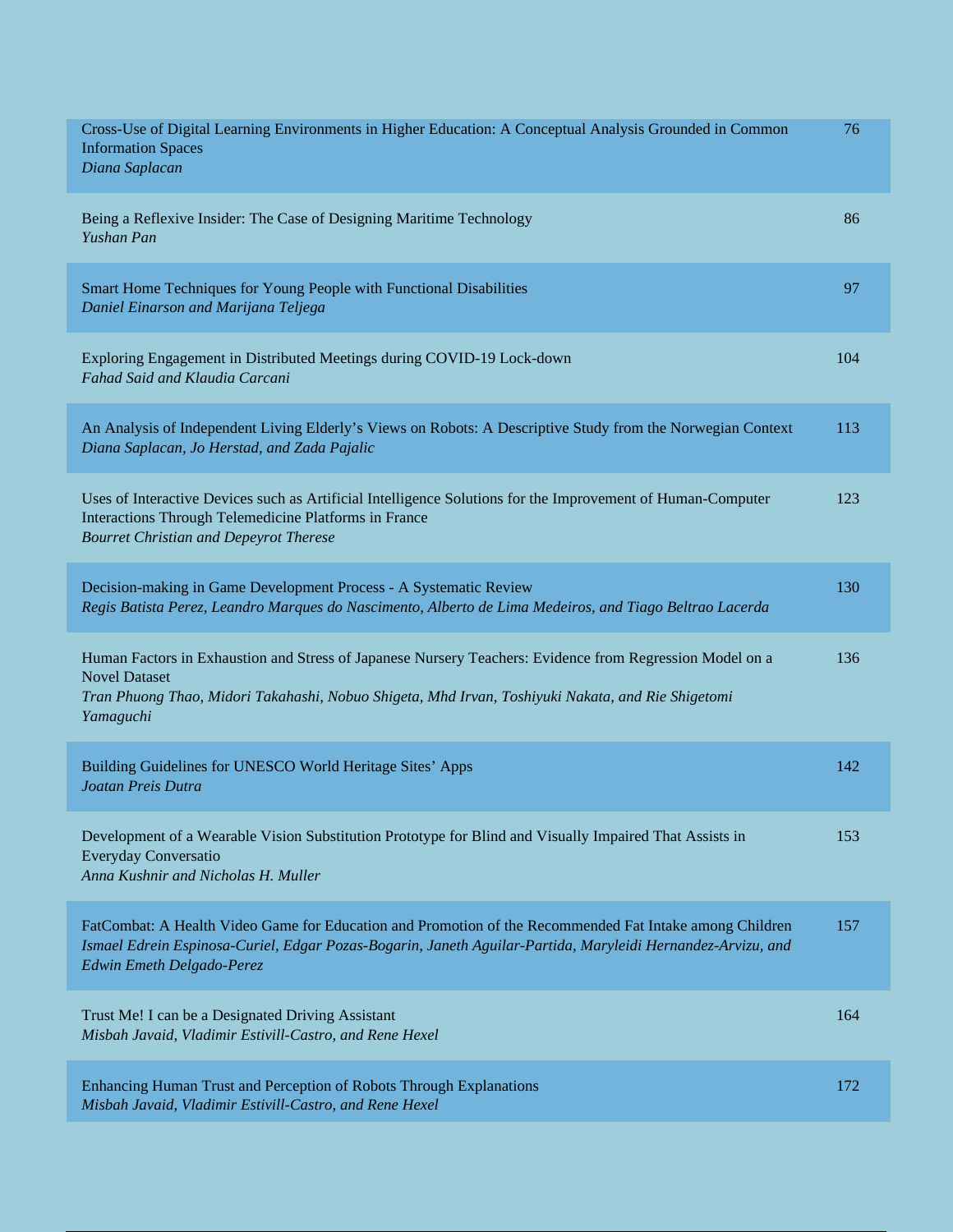| | |
|---|---|
| Cross-Use of Digital Learning Environments in Higher Education: A Conceptual Analysis Grounded in Common Information Spaces<br>*Diana Saplacan* | 76 |
| Being a Reflexive Insider: The Case of Designing Maritime Technology<br>*Yushan Pan* | 86 |
| Smart Home Techniques for Young People with Functional Disabilities<br>*Daniel Einarson and Marijana Teljega* | 97 |
| Exploring Engagement in Distributed Meetings during COVID-19 Lock-down<br>*Fahad Said and Klaudia Carcani* | 104 |
| An Analysis of Independent Living Elderly's Views on Robots: A Descriptive Study from the Norwegian Context<br>*Diana Saplacan, Jo Herstad, and Zada Pajalic* | 113 |
| Uses of Interactive Devices such as Artificial Intelligence Solutions for the Improvement of Human-Computer Interactions Through Telemedicine Platforms in France<br>*Bourret Christian and Depeyrot Therese* | 123 |
| Decision-making in Game Development Process - A Systematic Review<br>*Regis Batista Perez, Leandro Marques do Nascimento, Alberto de Lima Medeiros, and Tiago Beltrao Lacerda* | 130 |
| Human Factors in Exhaustion and Stress of Japanese Nursery Teachers: Evidence from Regression Model on a Novel Dataset<br>*Tran Phuong Thao, Midori Takahashi, Nobuo Shigeta, Mhd Irvan, Toshiyuki Nakata, and Rie Shigetomi Yamaguchi* | 136 |
| Building Guidelines for UNESCO World Heritage Sites' Apps<br>*Joatan Preis Dutra* | 142 |
| Development of a Wearable Vision Substitution Prototype for Blind and Visually Impaired That Assists in Everyday Conversatio<br>*Anna Kushnir and Nicholas H. Muller* | 153 |
| FatCombat: A Health Video Game for Education and Promotion of the Recommended Fat Intake among Children<br>*Ismael Edrein Espinosa-Curiel, Edgar Pozas-Bogarin, Janeth Aguilar-Partida, Maryleidi Hernandez-Arvizu, and Edwin Emeth Delgado-Perez* | 157 |
| Trust Me! I can be a Designated Driving Assistant<br>*Misbah Javaid, Vladimir Estivill-Castro, and Rene Hexel* | 164 |
| Enhancing Human Trust and Perception of Robots Through Explanations<br>*Misbah Javaid, Vladimir Estivill-Castro, and Rene Hexel* | 172 |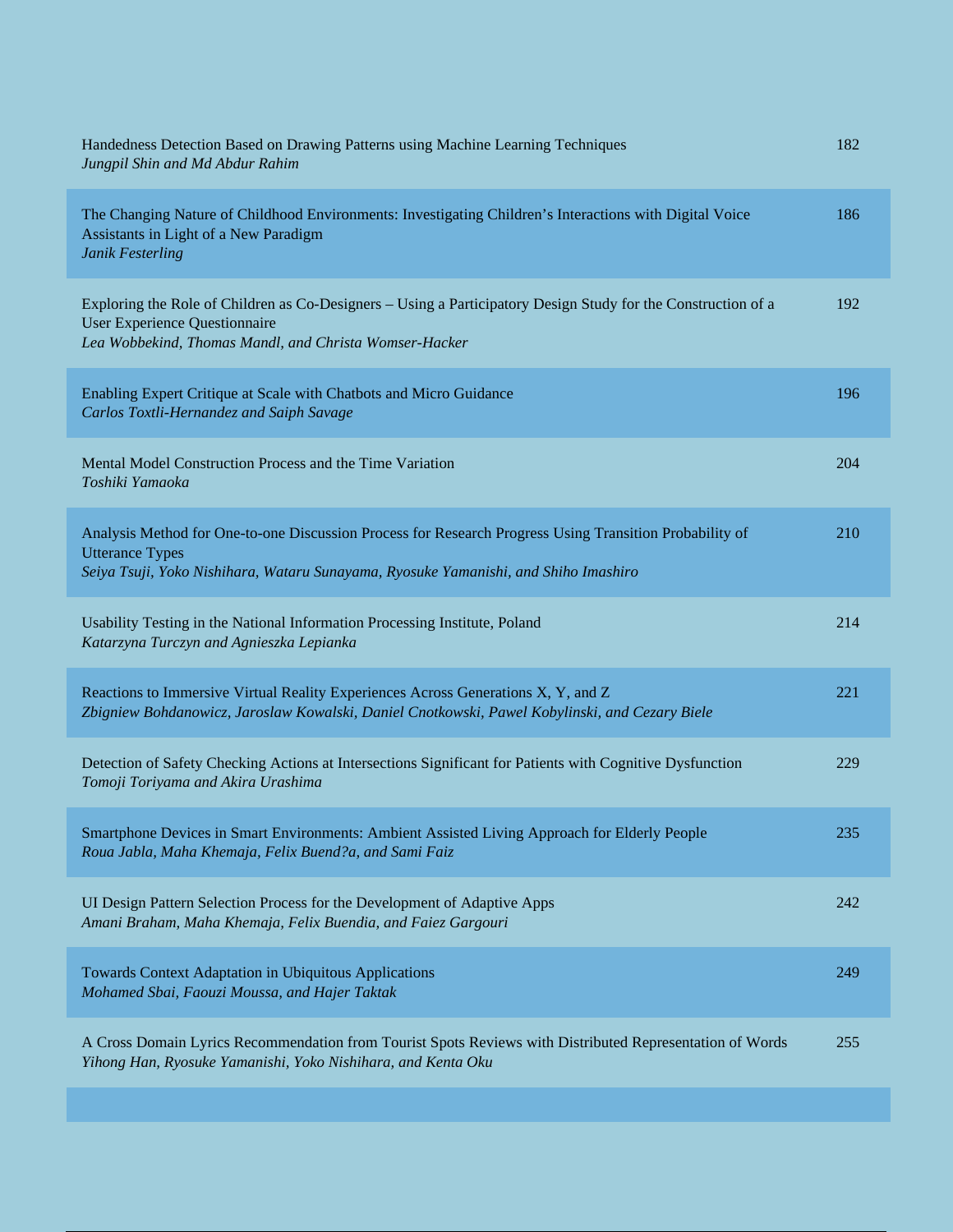Handedness Detection Based on Drawing Patterns using Machine Learning Techniques 182
*Jungpil Shin and Md Abdur Rahim*

The Changing Nature of Childhood Environments: Investigating Children's Interactions with Digital Voice Assistants in Light of a New Paradigm 186
*Janik Festerling*

Exploring the Role of Children as Co-Designers – Using a Participatory Design Study for the Construction of a User Experience Questionnaire 192
*Lea Wobbekind, Thomas Mandl, and Christa Womser-Hacker*

Enabling Expert Critique at Scale with Chatbots and Micro Guidance 196
*Carlos Toxtli-Hernandez and Saiph Savage*

Mental Model Construction Process and the Time Variation 204
*Toshiki Yamaoka*

Analysis Method for One-to-one Discussion Process for Research Progress Using Transition Probability of Utterance Types 210
*Seiya Tsuji, Yoko Nishihara, Wataru Sunayama, Ryosuke Yamanishi, and Shiho Imashiro*

Usability Testing in the National Information Processing Institute, Poland 214
*Katarzyna Turczyn and Agnieszka Lepianka*

Reactions to Immersive Virtual Reality Experiences Across Generations X, Y, and Z 221
*Zbigniew Bohdanowicz, Jaroslaw Kowalski, Daniel Cnotkowski, Pawel Kobylinski, and Cezary Biele*

Detection of Safety Checking Actions at Intersections Significant for Patients with Cognitive Dysfunction 229
*Tomoji Toriyama and Akira Urashima*

Smartphone Devices in Smart Environments: Ambient Assisted Living Approach for Elderly People 235
*Roua Jabla, Maha Khemaja, Felix Buend?a, and Sami Faiz*

UI Design Pattern Selection Process for the Development of Adaptive Apps 242
*Amani Braham, Maha Khemaja, Felix Buendia, and Faiez Gargouri*

Towards Context Adaptation in Ubiquitous Applications 249
*Mohamed Sbai, Faouzi Moussa, and Hajer Taktak*

A Cross Domain Lyrics Recommendation from Tourist Spots Reviews with Distributed Representation of Words 255
*Yihong Han, Ryosuke Yamanishi, Yoko Nishihara, and Kenta Oku*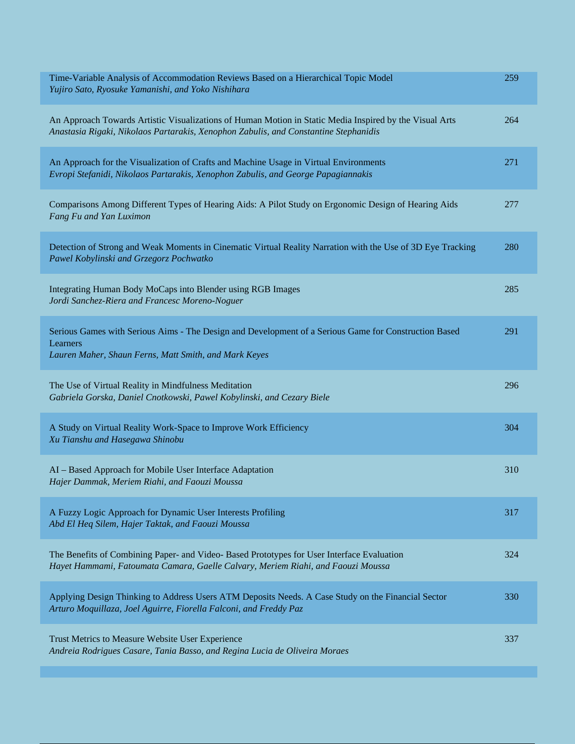Time-Variable Analysis of Accommodation Reviews Based on a Hierarchical Topic Model — 259
*Yujiro Sato, Ryosuke Yamanishi, and Yoko Nishihara*

An Approach Towards Artistic Visualizations of Human Motion in Static Media Inspired by the Visual Arts — 264
*Anastasia Rigaki, Nikolaos Partarakis, Xenophon Zabulis, and Constantine Stephanidis*

An Approach for the Visualization of Crafts and Machine Usage in Virtual Environments — 271
*Evropi Stefanidi, Nikolaos Partarakis, Xenophon Zabulis, and George Papagiannakis*

Comparisons Among Different Types of Hearing Aids: A Pilot Study on Ergonomic Design of Hearing Aids — 277
*Fang Fu and Yan Luximon*

Detection of Strong and Weak Moments in Cinematic Virtual Reality Narration with the Use of 3D Eye Tracking — 280
*Pawel Kobylinski and Grzegorz Pochwatko*

Integrating Human Body MoCaps into Blender using RGB Images — 285
*Jordi Sanchez-Riera and Francesc Moreno-Noguer*

Serious Games with Serious Aims - The Design and Development of a Serious Game for Construction Based Learners — 291
*Lauren Maher, Shaun Ferns, Matt Smith, and Mark Keyes*

The Use of Virtual Reality in Mindfulness Meditation — 296
*Gabriela Gorska, Daniel Cnotkowski, Pawel Kobylinski, and Cezary Biele*

A Study on Virtual Reality Work-Space to Improve Work Efficiency — 304
*Xu Tianshu and Hasegawa Shinobu*

AI – Based Approach for Mobile User Interface Adaptation — 310
*Hajer Dammak, Meriem Riahi, and Faouzi Moussa*

A Fuzzy Logic Approach for Dynamic User Interests Profiling — 317
*Abd El Heq Silem, Hajer Taktak, and Faouzi Moussa*

The Benefits of Combining Paper- and Video- Based Prototypes for User Interface Evaluation — 324
*Hayet Hammami, Fatoumata Camara, Gaelle Calvary, Meriem Riahi, and Faouzi Moussa*

Applying Design Thinking to Address Users ATM Deposits Needs. A Case Study on the Financial Sector — 330
*Arturo Moquillaza, Joel Aguirre, Fiorella Falconi, and Freddy Paz*

Trust Metrics to Measure Website User Experience — 337
*Andreia Rodrigues Casare, Tania Basso, and Regina Lucia de Oliveira Moraes*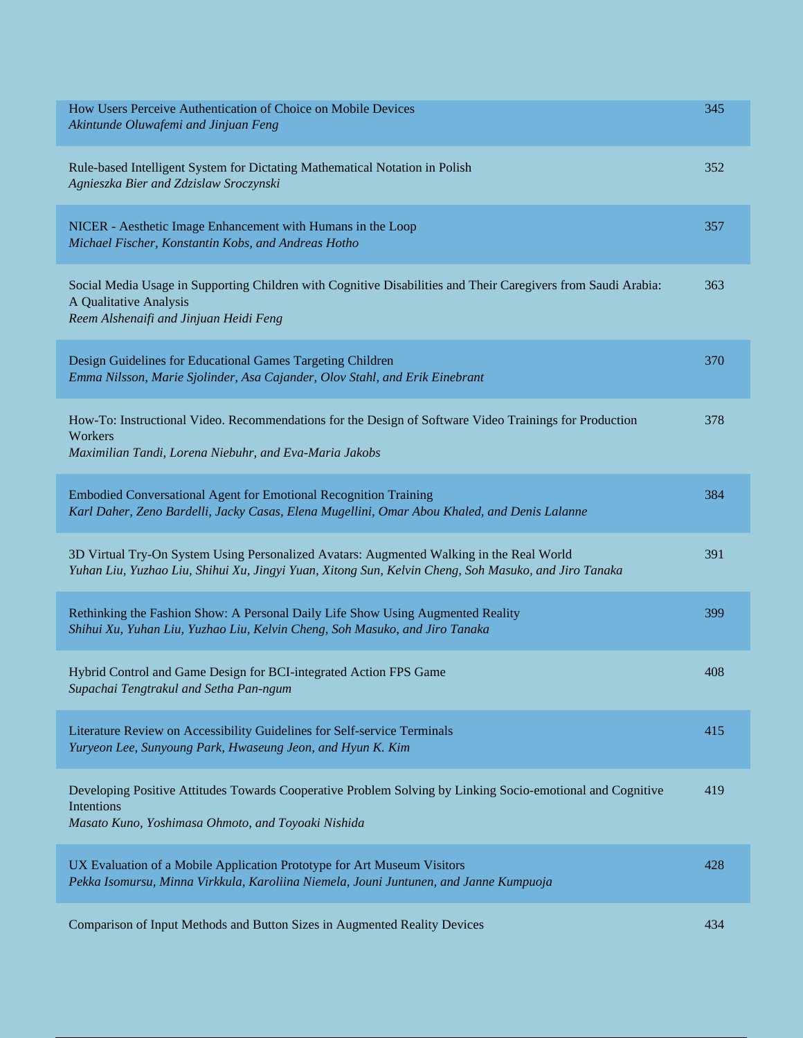| | |
|---|---|
| How Users Perceive Authentication of Choice on Mobile Devices<br>*Akintunde Oluwafemi and Jinjuan Feng* | 345 |
| Rule-based Intelligent System for Dictating Mathematical Notation in Polish<br>*Agnieszka Bier and Zdzislaw Sroczynski* | 352 |
| NICER - Aesthetic Image Enhancement with Humans in the Loop<br>*Michael Fischer, Konstantin Kobs, and Andreas Hotho* | 357 |
| Social Media Usage in Supporting Children with Cognitive Disabilities and Their Caregivers from Saudi Arabia: A Qualitative Analysis<br>*Reem Alshenaifi and Jinjuan Heidi Feng* | 363 |
| Design Guidelines for Educational Games Targeting Children<br>*Emma Nilsson, Marie Sjolinder, Asa Cajander, Olov Stahl, and Erik Einebrant* | 370 |
| How-To: Instructional Video. Recommendations for the Design of Software Video Trainings for Production Workers<br>*Maximilian Tandi, Lorena Niebuhr, and Eva-Maria Jakobs* | 378 |
| Embodied Conversational Agent for Emotional Recognition Training<br>*Karl Daher, Zeno Bardelli, Jacky Casas, Elena Mugellini, Omar Abou Khaled, and Denis Lalanne* | 384 |
| 3D Virtual Try-On System Using Personalized Avatars: Augmented Walking in the Real World<br>*Yuhan Liu, Yuzhao Liu, Shihui Xu, Jingyi Yuan, Xitong Sun, Kelvin Cheng, Soh Masuko, and Jiro Tanaka* | 391 |
| Rethinking the Fashion Show: A Personal Daily Life Show Using Augmented Reality<br>*Shihui Xu, Yuhan Liu, Yuzhao Liu, Kelvin Cheng, Soh Masuko, and Jiro Tanaka* | 399 |
| Hybrid Control and Game Design for BCI-integrated Action FPS Game<br>*Supachai Tengtrakul and Setha Pan-ngum* | 408 |
| Literature Review on Accessibility Guidelines for Self-service Terminals<br>*Yuryeon Lee, Sunyoung Park, Hwaseung Jeon, and Hyun K. Kim* | 415 |
| Developing Positive Attitudes Towards Cooperative Problem Solving by Linking Socio-emotional and Cognitive Intentions<br>*Masato Kuno, Yoshimasa Ohmoto, and Toyoaki Nishida* | 419 |
| UX Evaluation of a Mobile Application Prototype for Art Museum Visitors<br>*Pekka Isomursu, Minna Virkkula, Karoliina Niemela, Jouni Juntunen, and Janne Kumpuoja* | 428 |
| Comparison of Input Methods and Button Sizes in Augmented Reality Devices | 434 |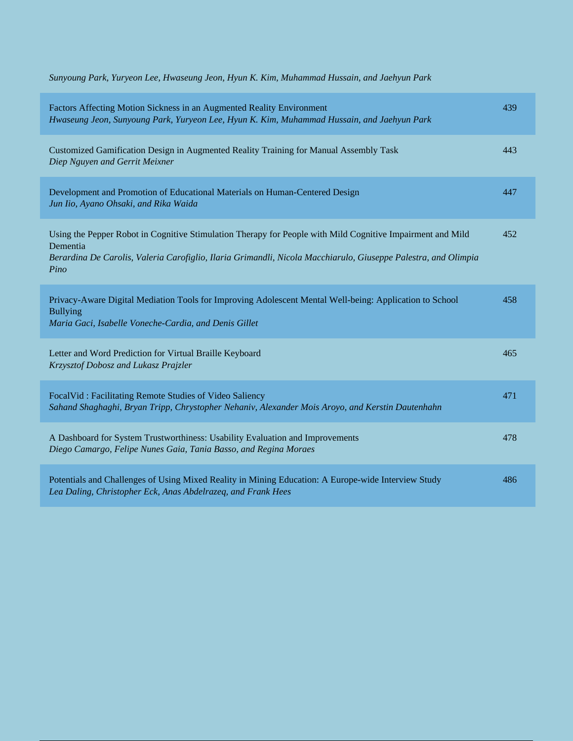*Sunyoung Park, Yuryeon Lee, Hwaseung Jeon, Hyun K. Kim, Muhammad Hussain, and Jaehyun Park*

| | |
|---|---|
| Factors Affecting Motion Sickness in an Augmented Reality Environment<br>*Hwaseung Jeon, Sunyoung Park, Yuryeon Lee, Hyun K. Kim, Muhammad Hussain, and Jaehyun Park* | 439 |
| Customized Gamification Design in Augmented Reality Training for Manual Assembly Task<br>*Diep Nguyen and Gerrit Meixner* | 443 |
| Development and Promotion of Educational Materials on Human-Centered Design<br>*Jun Iio, Ayano Ohsaki, and Rika Waida* | 447 |
| Using the Pepper Robot in Cognitive Stimulation Therapy for People with Mild Cognitive Impairment and Mild Dementia<br>*Berardina De Carolis, Valeria Carofiglio, Ilaria Grimandli, Nicola Macchiarulo, Giuseppe Palestra, and Olimpia Pino* | 452 |
| Privacy-Aware Digital Mediation Tools for Improving Adolescent Mental Well-being: Application to School Bullying<br>*Maria Gaci, Isabelle Voneche-Cardia, and Denis Gillet* | 458 |
| Letter and Word Prediction for Virtual Braille Keyboard<br>*Krzysztof Dobosz and Lukasz Prajzler* | 465 |
| FocalVid : Facilitating Remote Studies of Video Saliency<br>*Sahand Shaghaghi, Bryan Tripp, Chrystopher Nehaniv, Alexander Mois Aroyo, and Kerstin Dautenhahn* | 471 |
| A Dashboard for System Trustworthiness: Usability Evaluation and Improvements<br>*Diego Camargo, Felipe Nunes Gaia, Tania Basso, and Regina Moraes* | 478 |
| Potentials and Challenges of Using Mixed Reality in Mining Education: A Europe-wide Interview Study<br>*Lea Daling, Christopher Eck, Anas Abdelrazeq, and Frank Hees* | 486 |